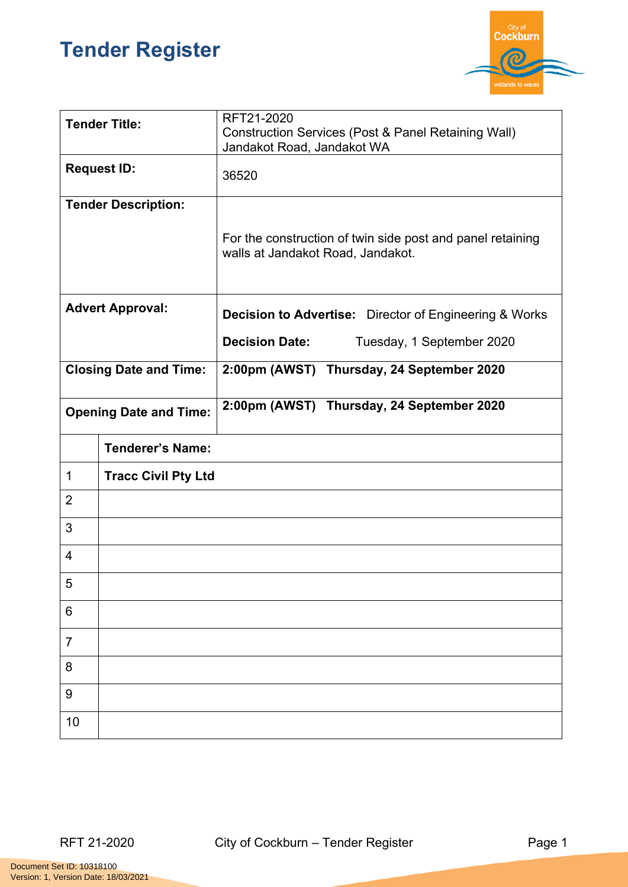# Tender Register

| | |
|---|---|
| **Tender Title:** | RFT21-2020<br>Construction Services (Post & Panel Retaining Wall) Jandakot Road, Jandakot WA |
| **Request ID:** | 36520 |
| **Tender Description:** | For the construction of twin side post and panel retaining walls at Jandakot Road, Jandakot. |
| **Advert Approval:** | **Decision to Advertise:** Director of Engineering & Works<br>**Decision Date:** Tuesday, 1 September 2020 |
| **Closing Date and Time:** | **2:00pm (AWST) Thursday, 24 September 2020** |
| **Opening Date and Time:** | **2:00pm (AWST) Thursday, 24 September 2020** |

| | **Tenderer's Name:** |
|---|---|
| 1 | **Tracc Civil Pty Ltd** |
| 2 | |
| 3 | |
| 4 | |
| 5 | |
| 6 | |
| 7 | |
| 8 | |
| 9 | |
| 10 | |

Document Set ID: 10318100
Version: 1, Version Date: 18/03/2021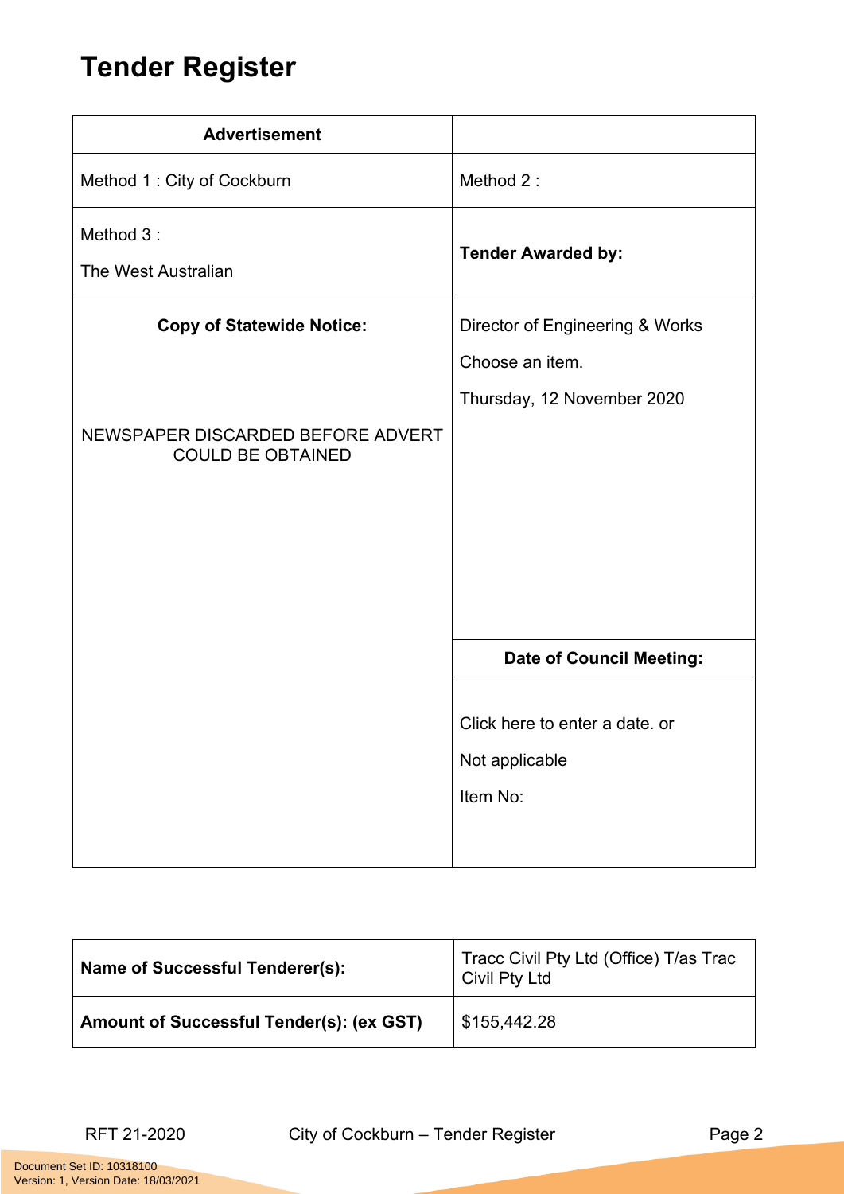# Tender Register

| Advertisement | |
|---|---|
| Method 1 : City of Cockburn | Method 2 : |
| Method 3 : The West Australian | **Tender Awarded by:** |
| **Copy of Statewide Notice:** NEWSPAPER DISCARDED BEFORE ADVERT COULD BE OBTAINED | Director of Engineering & Works<br>Choose an item.<br>Thursday, 12 November 2020 |
| | **Date of Council Meeting:** |
| | Click here to enter a date. or<br>Not applicable<br>Item No: |

| | |
|---|---|
| **Name of Successful Tenderer(s):** | Tracc Civil Pty Ltd (Office) T/as Trac Civil Pty Ltd |
| **Amount of Successful Tender(s): (ex GST)** | $155,442.28 |